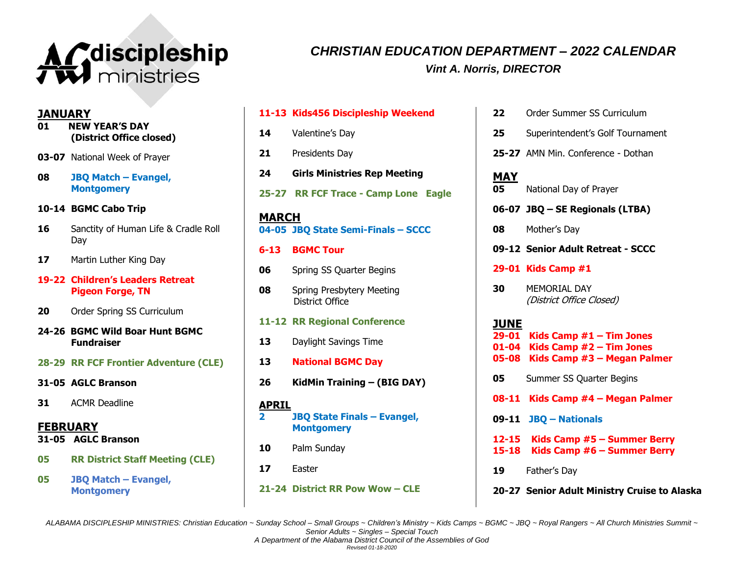# CHRISTIAN EDUCATION DEPARTMENT – 2022 CALENDAR

*Vint A. Norris, DIRECTOR*

## JANUARY

- **01** **NEW YEAR'S DAY (District Office closed)**
- **03-07** National Week of Prayer
- **08** **JBQ Match – Evangel, Montgomery**
- **10-14** **BGMC Cabo Trip**
- **16** Sanctity of Human Life & Cradle Roll Day
- **17** Martin Luther King Day
- **19-22** **Children's Leaders Retreat Pigeon Forge, TN**
- **20** Order Spring SS Curriculum
- **24-26** **BGMC Wild Boar Hunt BGMC Fundraiser**
- **28-29** **RR FCF Frontier Adventure (CLE)**
- **31-05** **AGLC Branson**
- **31** ACMR Deadline

## FEBRUARY

- **31-05** **AGLC Branson**
- **05** **RR District Staff Meeting (CLE)**
- **05** **JBQ Match – Evangel, Montgomery**
- **11-13** **Kids456 Discipleship Weekend**
- **14** Valentine's Day
- **21** Presidents Day
- **24** **Girls Ministries Rep Meeting**
- **25-27** **RR FCF Trace - Camp Lone Eagle**

## MARCH

- **04-05** **JBQ State Semi-Finals – SCCC**
- **6-13** **BGMC Tour**
- **06** Spring SS Quarter Begins
- **08** Spring Presbytery Meeting District Office
- **11-12** **RR Regional Conference**
- **13** Daylight Savings Time
- **13** **National BGMC Day**
- **26** **KidMin Training – (BIG DAY)**

## APRIL

- **2** **JBQ State Finals – Evangel, Montgomery**
- **10** Palm Sunday
- **17** Easter
- **21-24** **District RR Pow Wow – CLE**
- **22** Order Summer SS Curriculum
- **25** Superintendent's Golf Tournament
- **25-27** AMN Min. Conference - Dothan

## MAY

- **05** National Day of Prayer
- **06-07** **JBQ – SE Regionals (LTBA)**
- **08** Mother's Day
- **09-12** **Senior Adult Retreat - SCCC**
- **29-01** **Kids Camp #1**
- **30** MEMORIAL DAY *(District Office Closed)*

## JUNE

- **29-01** **Kids Camp #1 – Tim Jones**
- **01-04** **Kids Camp #2 – Tim Jones**
- **05-08** **Kids Camp #3 – Megan Palmer**
- **05** Summer SS Quarter Begins
- **08-11** **Kids Camp #4 – Megan Palmer**
- **09-11** **JBQ – Nationals**
- **12-15** **Kids Camp #5 – Summer Berry**
- **15-18** **Kids Camp #6 – Summer Berry**
- **19** Father's Day
- **20-27** **Senior Adult Ministry Cruise to Alaska**

*ALABAMA DISCIPLESHIP MINISTRIES: Christian Education ~ Sunday School – Small Groups ~ Children's Ministry ~ Kids Camps ~ BGMC ~ JBQ ~ Royal Rangers ~ All Church Ministries Summit ~ Senior Adults ~ Singles – Special Touch*

*A Department of the Alabama District Council of the Assemblies of God*

*Revised 01-18-2020*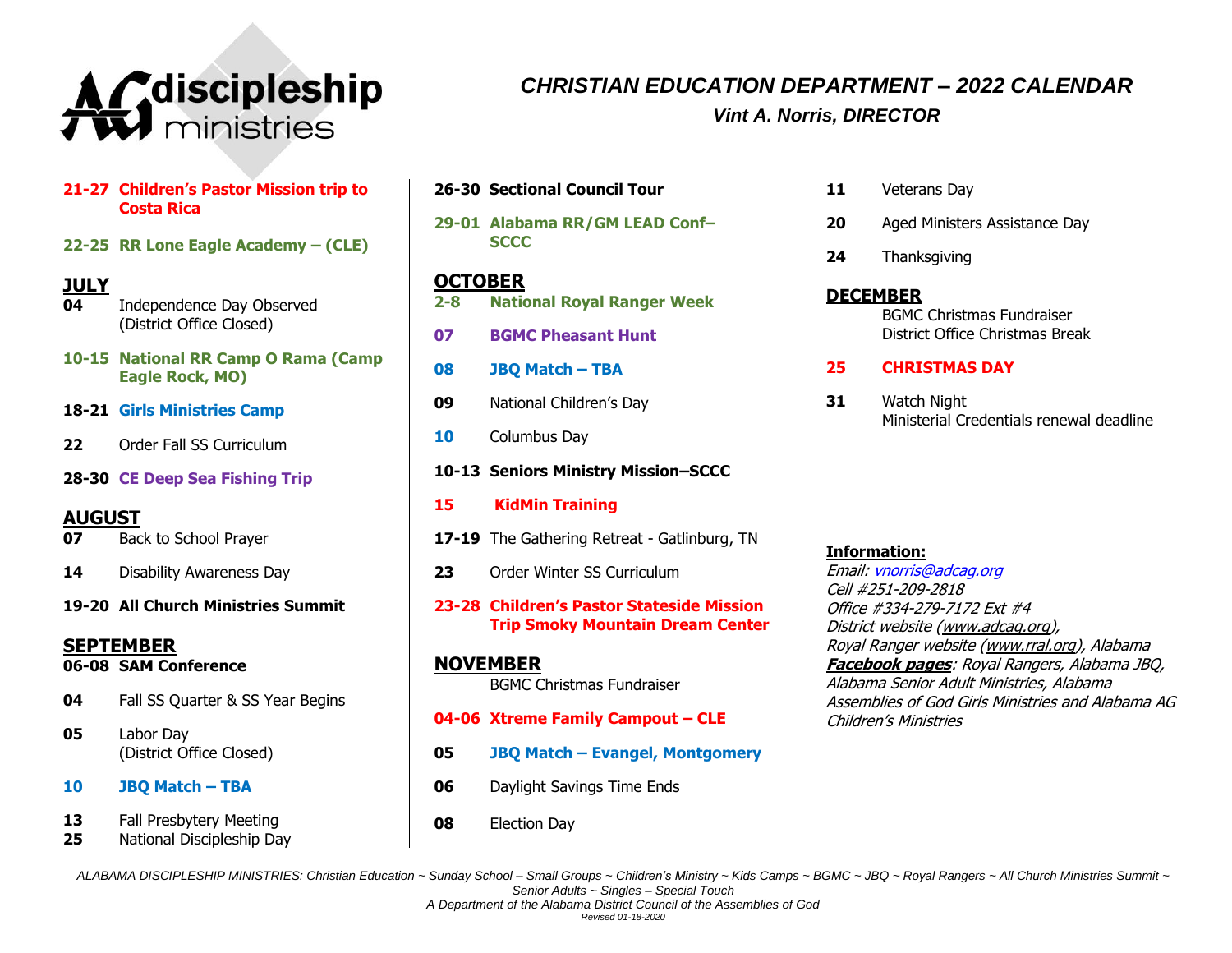# CHRISTIAN EDUCATION DEPARTMENT – 2022 CALENDAR

***Vint A. Norris, DIRECTOR***

**21-27 Children's Pastor Mission trip to Costa Rica**

**22-25 RR Lone Eagle Academy – (CLE)**

## JULY

**04** Independence Day Observed (District Office Closed)

**10-15 National RR Camp O Rama (Camp Eagle Rock, MO)**

**18-21 Girls Ministries Camp**

**22** Order Fall SS Curriculum

**28-30 CE Deep Sea Fishing Trip**

## AUGUST

**07** Back to School Prayer

**14** Disability Awareness Day

**19-20 All Church Ministries Summit**

## SEPTEMBER

**06-08 SAM Conference**

**04** Fall SS Quarter & SS Year Begins

**05** Labor Day (District Office Closed)

**10 JBQ Match – TBA**

**13** Fall Presbytery Meeting

**25** National Discipleship Day

**26-30 Sectional Council Tour**

**29-01 Alabama RR/GM LEAD Conf– SCCC**

## OCTOBER

**2-8 National Royal Ranger Week**

**07 BGMC Pheasant Hunt**

**08 JBQ Match – TBA**

**09** National Children's Day

**10** Columbus Day

**10-13 Seniors Ministry Mission–SCCC**

**15 KidMin Training**

**17-19** The Gathering Retreat - Gatlinburg, TN

**23** Order Winter SS Curriculum

**23-28 Children's Pastor Stateside Mission Trip Smoky Mountain Dream Center**

## NOVEMBER

BGMC Christmas Fundraiser

**04-06 Xtreme Family Campout – CLE**

**05 JBQ Match – Evangel, Montgomery**

**06** Daylight Savings Time Ends

**08** Election Day

**11** Veterans Day

**20** Aged Ministers Assistance Day

**24** Thanksgiving

## DECEMBER

BGMC Christmas Fundraiser
District Office Christmas Break

**25 CHRISTMAS DAY**

**31** Watch Night
Ministerial Credentials renewal deadline

**Information:**

*Email: vnorris@adcag.org*
*Cell #251-209-2818*
*Office #334-279-7172 Ext #4*
*District website (www.adcag.org),*
*Royal Ranger website (www.rral.org), Alabama*
***Facebook pages**: Royal Rangers, Alabama JBQ, Alabama Senior Adult Ministries, Alabama Assemblies of God Girls Ministries and Alabama AG Children's Ministries*

*ALABAMA DISCIPLESHIP MINISTRIES: Christian Education ~ Sunday School – Small Groups ~ Children's Ministry ~ Kids Camps ~ BGMC ~ JBQ ~ Royal Rangers ~ All Church Ministries Summit ~ Senior Adults ~ Singles – Special Touch*
*A Department of the Alabama District Council of the Assemblies of God*
*Revised 01-18-2020*